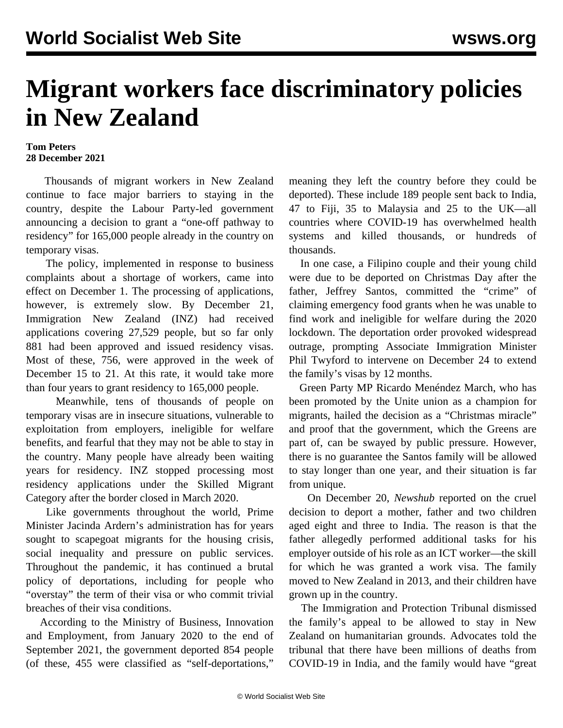# Migrant workers face discriminatory policies in New Zealand

**Tom Peters**
**28 December 2021**

Thousands of migrant workers in New Zealand continue to face major barriers to staying in the country, despite the Labour Party-led government announcing a decision to grant a "one-off pathway to residency" for 165,000 people already in the country on temporary visas.

The policy, implemented in response to business complaints about a shortage of workers, came into effect on December 1. The processing of applications, however, is extremely slow. By December 21, Immigration New Zealand (INZ) had received applications covering 27,529 people, but so far only 881 had been approved and issued residency visas. Most of these, 756, were approved in the week of December 15 to 21. At this rate, it would take more than four years to grant residency to 165,000 people.

Meanwhile, tens of thousands of people on temporary visas are in insecure situations, vulnerable to exploitation from employers, ineligible for welfare benefits, and fearful that they may not be able to stay in the country. Many people have already been waiting years for residency. INZ stopped processing most residency applications under the Skilled Migrant Category after the border closed in March 2020.

Like governments throughout the world, Prime Minister Jacinda Ardern's administration has for years sought to scapegoat migrants for the housing crisis, social inequality and pressure on public services. Throughout the pandemic, it has continued a brutal policy of deportations, including for people who "overstay" the term of their visa or who commit trivial breaches of their visa conditions.

According to the Ministry of Business, Innovation and Employment, from January 2020 to the end of September 2021, the government deported 854 people (of these, 455 were classified as "self-deportations," meaning they left the country before they could be deported). These include 189 people sent back to India, 47 to Fiji, 35 to Malaysia and 25 to the UK—all countries where COVID-19 has overwhelmed health systems and killed thousands, or hundreds of thousands.

In one case, a Filipino couple and their young child were due to be deported on Christmas Day after the father, Jeffrey Santos, committed the "crime" of claiming emergency food grants when he was unable to find work and ineligible for welfare during the 2020 lockdown. The deportation order provoked widespread outrage, prompting Associate Immigration Minister Phil Twyford to intervene on December 24 to extend the family's visas by 12 months.

Green Party MP Ricardo Menéndez March, who has been promoted by the Unite union as a champion for migrants, hailed the decision as a "Christmas miracle" and proof that the government, which the Greens are part of, can be swayed by public pressure. However, there is no guarantee the Santos family will be allowed to stay longer than one year, and their situation is far from unique.

On December 20, *Newshub* reported on the cruel decision to deport a mother, father and two children aged eight and three to India. The reason is that the father allegedly performed additional tasks for his employer outside of his role as an ICT worker—the skill for which he was granted a work visa. The family moved to New Zealand in 2013, and their children have grown up in the country.

The Immigration and Protection Tribunal dismissed the family's appeal to be allowed to stay in New Zealand on humanitarian grounds. Advocates told the tribunal that there have been millions of deaths from COVID-19 in India, and the family would have "great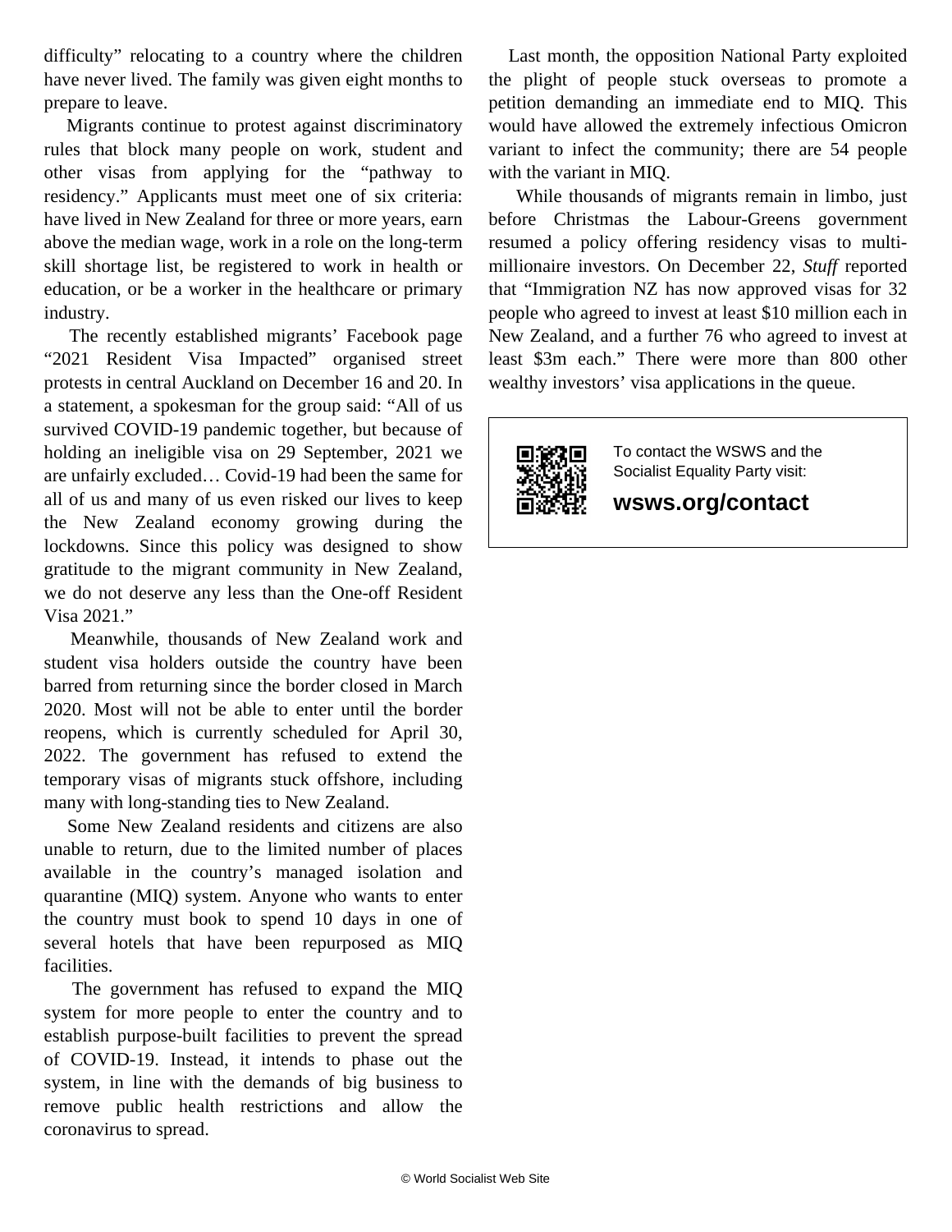difficulty" relocating to a country where the children have never lived. The family was given eight months to prepare to leave.

Migrants continue to protest against discriminatory rules that block many people on work, student and other visas from applying for the "pathway to residency." Applicants must meet one of six criteria: have lived in New Zealand for three or more years, earn above the median wage, work in a role on the long-term skill shortage list, be registered to work in health or education, or be a worker in the healthcare or primary industry.

The recently established migrants' Facebook page "2021 Resident Visa Impacted" organised street protests in central Auckland on December 16 and 20. In a statement, a spokesman for the group said: "All of us survived COVID-19 pandemic together, but because of holding an ineligible visa on 29 September, 2021 we are unfairly excluded… Covid-19 had been the same for all of us and many of us even risked our lives to keep the New Zealand economy growing during the lockdowns. Since this policy was designed to show gratitude to the migrant community in New Zealand, we do not deserve any less than the One-off Resident Visa 2021."

Meanwhile, thousands of New Zealand work and student visa holders outside the country have been barred from returning since the border closed in March 2020. Most will not be able to enter until the border reopens, which is currently scheduled for April 30, 2022. The government has refused to extend the temporary visas of migrants stuck offshore, including many with long-standing ties to New Zealand.

Some New Zealand residents and citizens are also unable to return, due to the limited number of places available in the country's managed isolation and quarantine (MIQ) system. Anyone who wants to enter the country must book to spend 10 days in one of several hotels that have been repurposed as MIQ facilities.

The government has refused to expand the MIQ system for more people to enter the country and to establish purpose-built facilities to prevent the spread of COVID-19. Instead, it intends to phase out the system, in line with the demands of big business to remove public health restrictions and allow the coronavirus to spread.

Last month, the opposition National Party exploited the plight of people stuck overseas to promote a petition demanding an immediate end to MIQ. This would have allowed the extremely infectious Omicron variant to infect the community; there are 54 people with the variant in MIQ.

While thousands of migrants remain in limbo, just before Christmas the Labour-Greens government resumed a policy offering residency visas to multi-millionaire investors. On December 22, *Stuff* reported that "Immigration NZ has now approved visas for 32 people who agreed to invest at least $10 million each in New Zealand, and a further 76 who agreed to invest at least $3m each." There were more than 800 other wealthy investors' visa applications in the queue.

To contact the WSWS and the Socialist Equality Party visit:

**wsws.org/contact**